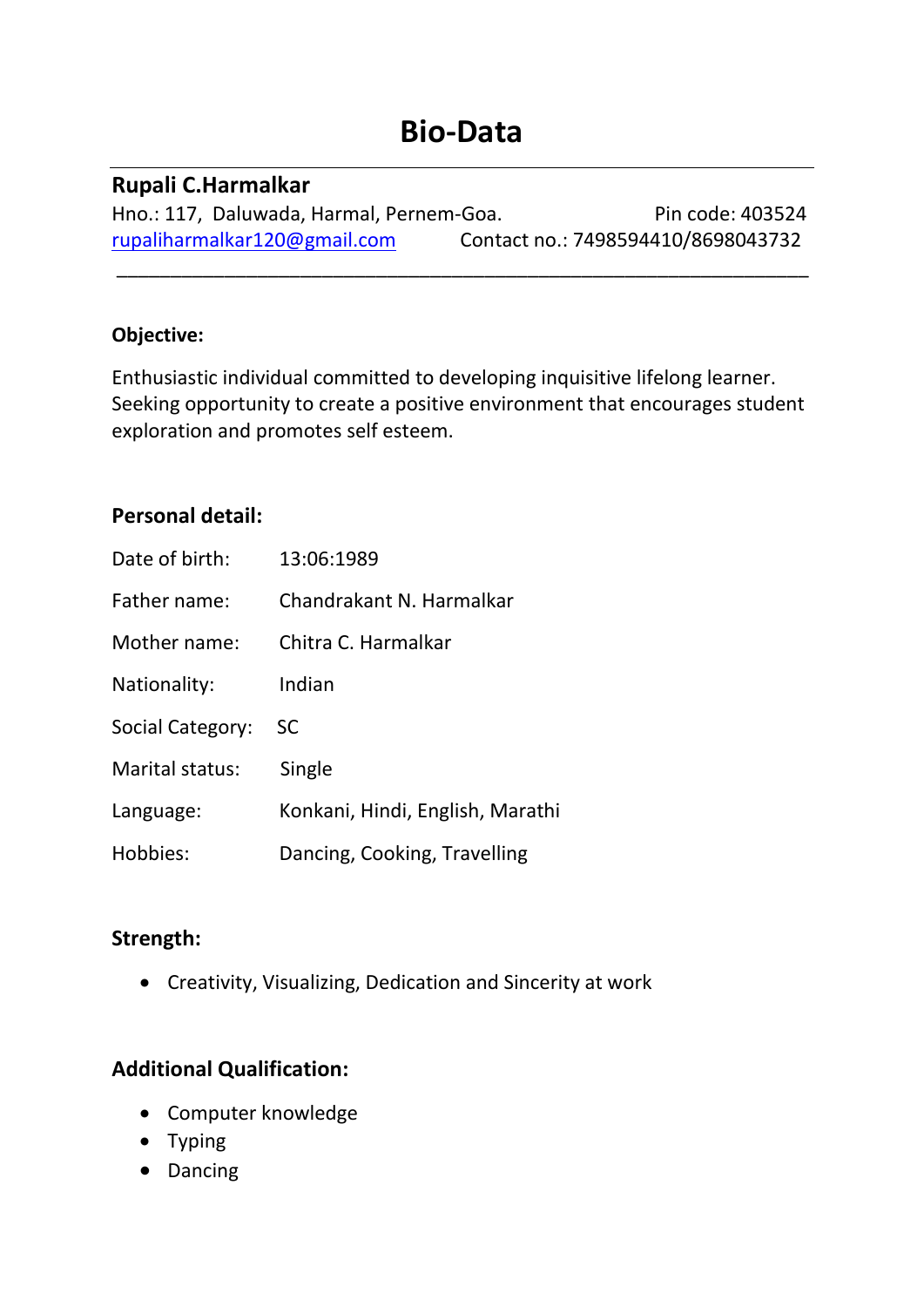# Bio-Data

---

## Rupali C.Harmalkar

Hno.: 117, Daluwada, Harmal, Pernem-Goa. Pin code: 403524

rupaliharmalkar120@gmail.com Contact no.: 7498594410/8698043732

---

### Objective:

Enthusiastic individual committed to developing inquisitive lifelong learner. Seeking opportunity to create a positive environment that encourages student exploration and promotes self esteem.

### Personal detail:

| | |
|---|---|
| Date of birth: | 13:06:1989 |
| Father name: | Chandrakant N. Harmalkar |
| Mother name: | Chitra C. Harmalkar |
| Nationality: | Indian |
| Social Category: | SC |
| Marital status: | Single |
| Language: | Konkani, Hindi, English, Marathi |
| Hobbies: | Dancing, Cooking, Travelling |

### Strength:

- Creativity, Visualizing, Dedication and Sincerity at work

### Additional Qualification:

- Computer knowledge
- Typing
- Dancing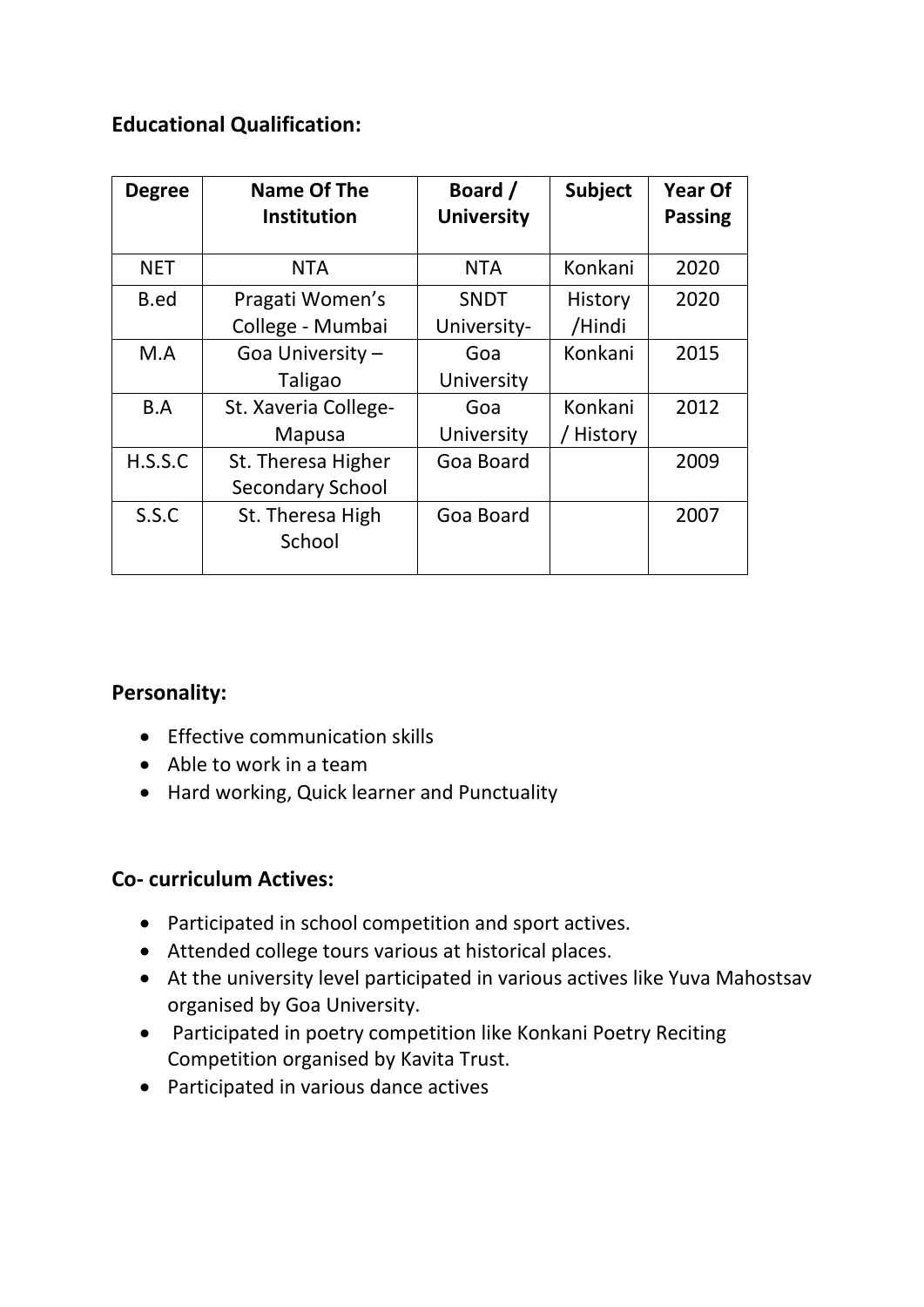## Educational Qualification:

| Degree | Name Of The Institution | Board / University | Subject | Year Of Passing |
|---|---|---|---|---|
| NET | NTA | NTA | Konkani | 2020 |
| B.ed | Pragati Women's College - Mumbai | SNDT University- | History /Hindi | 2020 |
| M.A | Goa University – Taligao | Goa University | Konkani | 2015 |
| B.A | St. Xaveria College- Mapusa | Goa University | Konkani / History | 2012 |
| H.S.S.C | St. Theresa Higher Secondary School | Goa Board | | 2009 |
| S.S.C | St. Theresa High School | Goa Board | | 2007 |

## Personality:

- Effective communication skills
- Able to work in a team
- Hard working, Quick learner and Punctuality

## Co- curriculum Actives:

- Participated in school competition and sport actives.
- Attended college tours various at historical places.
- At the university level participated in various actives like Yuva Mahostsav organised by Goa University.
- Participated in poetry competition like Konkani Poetry Reciting Competition organised by Kavita Trust.
- Participated in various dance actives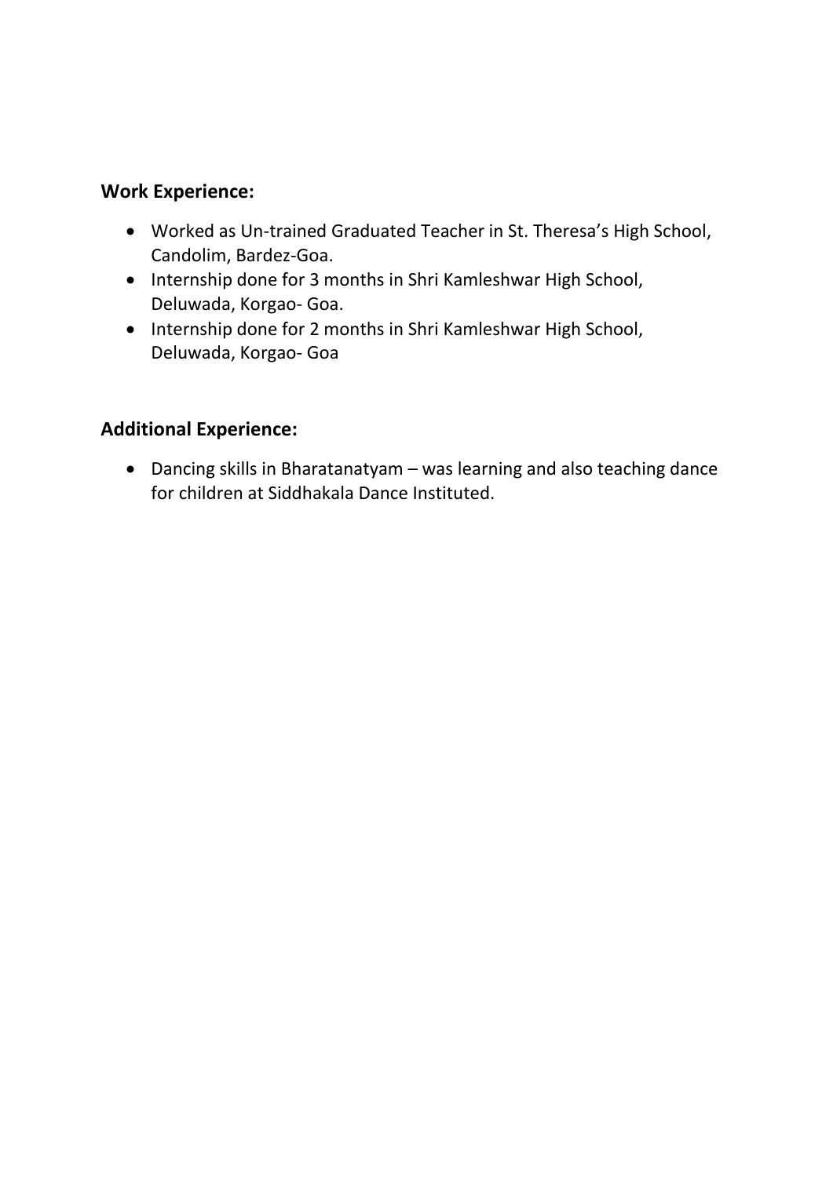## Work Experience:

- Worked as Un-trained Graduated Teacher in St. Theresa's High School, Candolim, Bardez-Goa.
- Internship done for 3 months in Shri Kamleshwar High School, Deluwada, Korgao- Goa.
- Internship done for 2 months in Shri Kamleshwar High School, Deluwada, Korgao- Goa

## Additional Experience:

- Dancing skills in Bharatanatyam – was learning and also teaching dance for children at Siddhakala Dance Instituted.